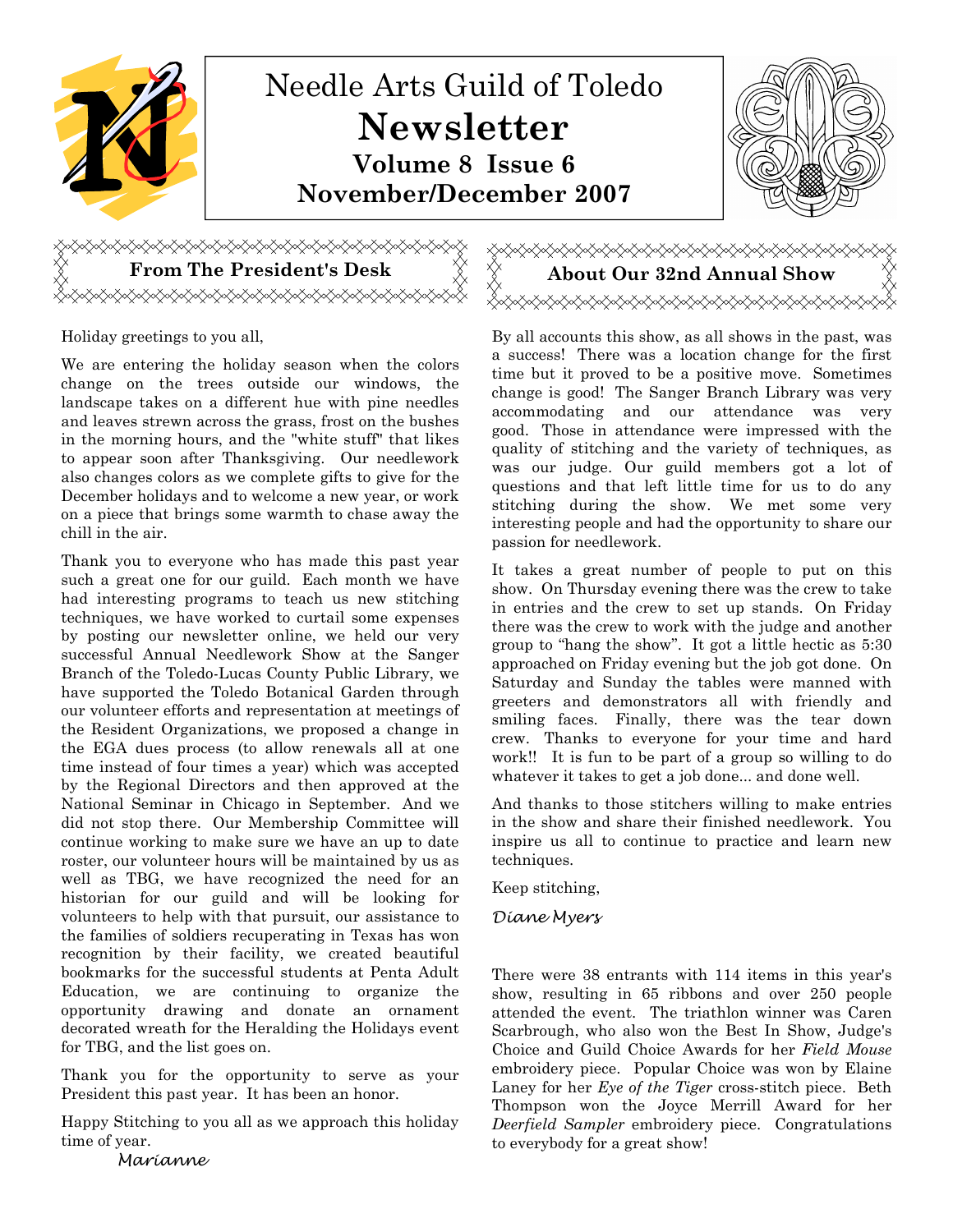# Needle Arts Guild of Toledo

# Newsletter

### Volume 8 Issue 6

### November/December 2007

## From The President's Desk

Holiday greetings to you all,

We are entering the holiday season when the colors change on the trees outside our windows, the landscape takes on a different hue with pine needles and leaves strewn across the grass, frost on the bushes in the morning hours, and the "white stuff" that likes to appear soon after Thanksgiving. Our needlework also changes colors as we complete gifts to give for the December holidays and to welcome a new year, or work on a piece that brings some warmth to chase away the chill in the air.

Thank you to everyone who has made this past year such a great one for our guild. Each month we have had interesting programs to teach us new stitching techniques, we have worked to curtail some expenses by posting our newsletter online, we held our very successful Annual Needlework Show at the Sanger Branch of the Toledo-Lucas County Public Library, we have supported the Toledo Botanical Garden through our volunteer efforts and representation at meetings of the Resident Organizations, we proposed a change in the EGA dues process (to allow renewals all at one time instead of four times a year) which was accepted by the Regional Directors and then approved at the National Seminar in Chicago in September. And we did not stop there. Our Membership Committee will continue working to make sure we have an up to date roster, our volunteer hours will be maintained by us as well as TBG, we have recognized the need for an historian for our guild and will be looking for volunteers to help with that pursuit, our assistance to the families of soldiers recuperating in Texas has won recognition by their facility, we created beautiful bookmarks for the successful students at Penta Adult Education, we are continuing to organize the opportunity drawing and donate an ornament decorated wreath for the Heralding the Holidays event for TBG, and the list goes on.

Thank you for the opportunity to serve as your President this past year. It has been an honor.

Happy Stitching to you all as we approach this holiday time of year.

*Marianne*

## About Our 32nd Annual Show

By all accounts this show, as all shows in the past, was a success! There was a location change for the first time but it proved to be a positive move. Sometimes change is good! The Sanger Branch Library was very accommodating and our attendance was very good. Those in attendance were impressed with the quality of stitching and the variety of techniques, as was our judge. Our guild members got a lot of questions and that left little time for us to do any stitching during the show. We met some very interesting people and had the opportunity to share our passion for needlework.

It takes a great number of people to put on this show. On Thursday evening there was the crew to take in entries and the crew to set up stands. On Friday there was the crew to work with the judge and another group to "hang the show". It got a little hectic as 5:30 approached on Friday evening but the job got done. On Saturday and Sunday the tables were manned with greeters and demonstrators all with friendly and smiling faces. Finally, there was the tear down crew. Thanks to everyone for your time and hard work!! It is fun to be part of a group so willing to do whatever it takes to get a job done... and done well.

And thanks to those stitchers willing to make entries in the show and share their finished needlework. You inspire us all to continue to practice and learn new techniques.

Keep stitching,

*Diane Myers*

There were 38 entrants with 114 items in this year's show, resulting in 65 ribbons and over 250 people attended the event. The triathlon winner was Caren Scarbrough, who also won the Best In Show, Judge's Choice and Guild Choice Awards for her *Field Mouse* embroidery piece. Popular Choice was won by Elaine Laney for her *Eye of the Tiger* cross-stitch piece. Beth Thompson won the Joyce Merrill Award for her *Deerfield Sampler* embroidery piece. Congratulations to everybody for a great show!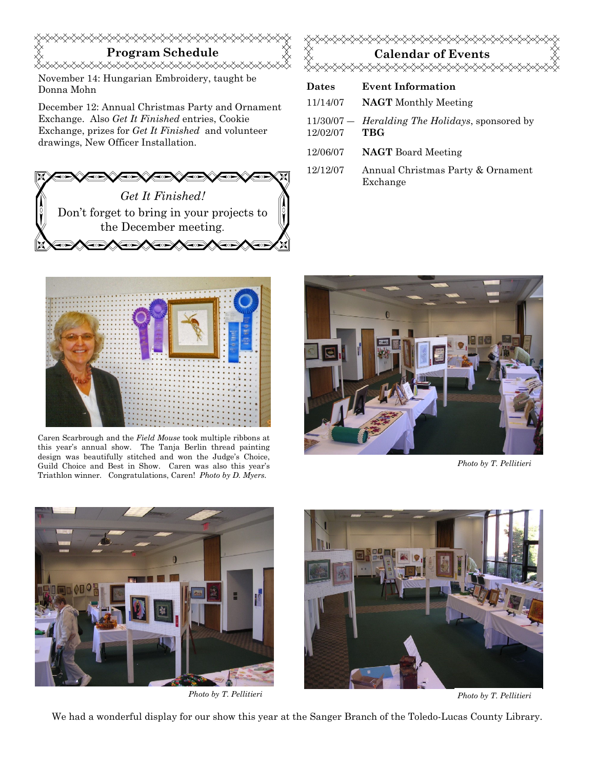## Program Schedule

November 14: Hungarian Embroidery, taught be Donna Mohn

December 12: Annual Christmas Party and Ornament Exchange. Also *Get It Finished* entries, Cookie Exchange, prizes for *Get It Finished* and volunteer drawings, New Officer Installation.

*Get It Finished!*
Don't forget to bring in your projects to the December meeting.

## Calendar of Events

| Dates | Event Information |
| --- | --- |
| 11/14/07 | **NAGT** Monthly Meeting |
| 11/30/07 — 12/02/07 | *Heralding The Holidays*, sponsored by **TBG** |
| 12/06/07 | **NAGT** Board Meeting |
| 12/12/07 | Annual Christmas Party & Ornament Exchange |

Caren Scarbrough and the *Field Mouse* took multiple ribbons at this year's annual show. The Tanja Berlin thread painting design was beautifully stitched and won the Judge's Choice, Guild Choice and Best in Show. Caren was also this year's Triathlon winner. Congratulations, Caren! *Photo by D. Myers.*

*Photo by T. Pellitieri*

*Photo by T. Pellitieri*

*Photo by T. Pellitieri*

We had a wonderful display for our show this year at the Sanger Branch of the Toledo-Lucas County Library.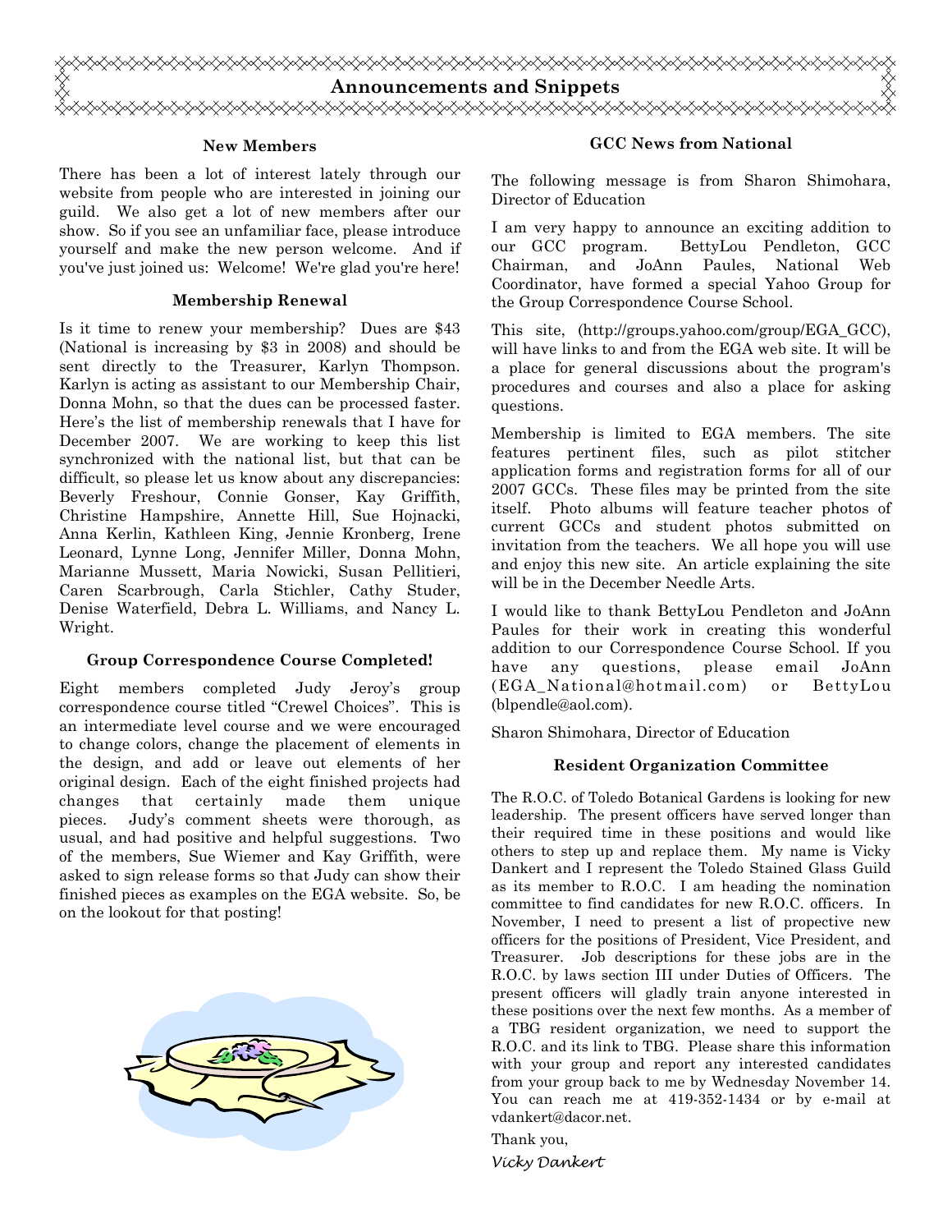# Announcements and Snippets

### New Members

There has been a lot of interest lately through our website from people who are interested in joining our guild. We also get a lot of new members after our show. So if you see an unfamiliar face, please introduce yourself and make the new person welcome. And if you've just joined us: Welcome! We're glad you're here!

### Membership Renewal

Is it time to renew your membership? Dues are $43 (National is increasing by $3 in 2008) and should be sent directly to the Treasurer, Karlyn Thompson. Karlyn is acting as assistant to our Membership Chair, Donna Mohn, so that the dues can be processed faster. Here's the list of membership renewals that I have for December 2007. We are working to keep this list synchronized with the national list, but that can be difficult, so please let us know about any discrepancies: Beverly Freshour, Connie Gonser, Kay Griffith, Christine Hampshire, Annette Hill, Sue Hojnacki, Anna Kerlin, Kathleen King, Jennie Kronberg, Irene Leonard, Lynne Long, Jennifer Miller, Donna Mohn, Marianne Mussett, Maria Nowicki, Susan Pellitieri, Caren Scarbrough, Carla Stichler, Cathy Studer, Denise Waterfield, Debra L. Williams, and Nancy L. Wright.

### Group Correspondence Course Completed!

Eight members completed Judy Jeroy's group correspondence course titled "Crewel Choices". This is an intermediate level course and we were encouraged to change colors, change the placement of elements in the design, and add or leave out elements of her original design. Each of the eight finished projects had changes that certainly made them unique pieces. Judy's comment sheets were thorough, as usual, and had positive and helpful suggestions. Two of the members, Sue Wiemer and Kay Griffith, were asked to sign release forms so that Judy can show their finished pieces as examples on the EGA website. So, be on the lookout for that posting!

### GCC News from National

The following message is from Sharon Shimohara, Director of Education

I am very happy to announce an exciting addition to our GCC program. BettyLou Pendleton, GCC Chairman, and JoAnn Paules, National Web Coordinator, have formed a special Yahoo Group for the Group Correspondence Course School.

This site, (http://groups.yahoo.com/group/EGA_GCC), will have links to and from the EGA web site. It will be a place for general discussions about the program's procedures and courses and also a place for asking questions.

Membership is limited to EGA members. The site features pertinent files, such as pilot stitcher application forms and registration forms for all of our 2007 GCCs. These files may be printed from the site itself. Photo albums will feature teacher photos of current GCCs and student photos submitted on invitation from the teachers. We all hope you will use and enjoy this new site. An article explaining the site will be in the December Needle Arts.

I would like to thank BettyLou Pendleton and JoAnn Paules for their work in creating this wonderful addition to our Correspondence Course School. If you have any questions, please email JoAnn (EGA_National@hotmail.com) or BettyLou (blpendle@aol.com).

Sharon Shimohara, Director of Education

### Resident Organization Committee

The R.O.C. of Toledo Botanical Gardens is looking for new leadership. The present officers have served longer than their required time in these positions and would like others to step up and replace them. My name is Vicky Dankert and I represent the Toledo Stained Glass Guild as its member to R.O.C. I am heading the nomination committee to find candidates for new R.O.C. officers. In November, I need to present a list of propective new officers for the positions of President, Vice President, and Treasurer. Job descriptions for these jobs are in the R.O.C. by laws section III under Duties of Officers. The present officers will gladly train anyone interested in these positions over the next few months. As a member of a TBG resident organization, we need to support the R.O.C. and its link to TBG. Please share this information with your group and report any interested candidates from your group back to me by Wednesday November 14. You can reach me at 419-352-1434 or by e-mail at vdankert@dacor.net.

Thank you,

*Vicky Dankert*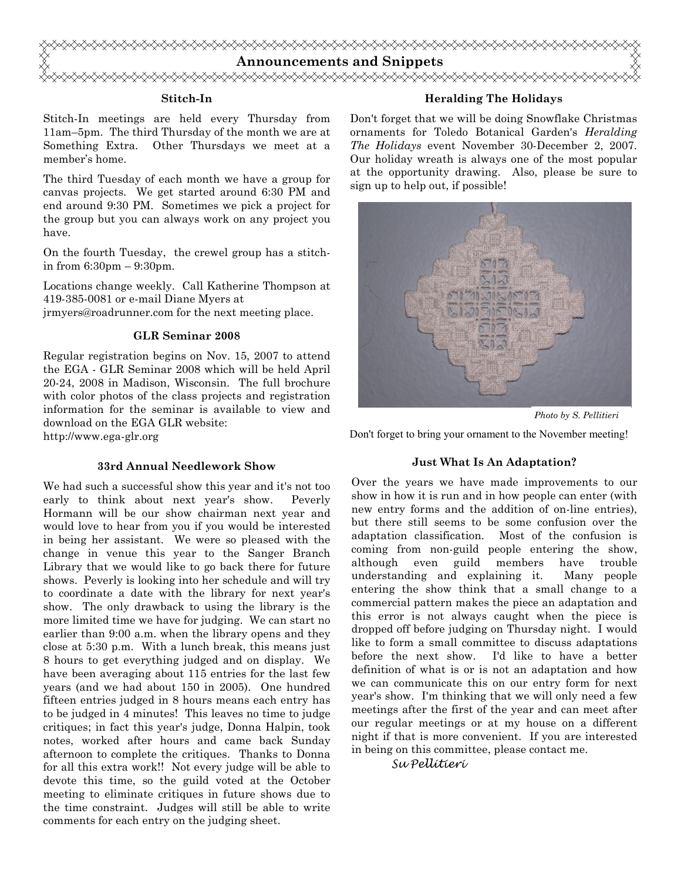## Announcements and Snippets

### Stitch-In

Stitch-In meetings are held every Thursday from 11am–5pm. The third Thursday of the month we are at Something Extra. Other Thursdays we meet at a member's home.

The third Tuesday of each month we have a group for canvas projects. We get started around 6:30 PM and end around 9:30 PM. Sometimes we pick a project for the group but you can always work on any project you have.

On the fourth Tuesday, the crewel group has a stitch-in from 6:30pm – 9:30pm.

Locations change weekly. Call Katherine Thompson at 419-385-0081 or e-mail Diane Myers at jrmyers@roadrunner.com for the next meeting place.

### GLR Seminar 2008

Regular registration begins on Nov. 15, 2007 to attend the EGA - GLR Seminar 2008 which will be held April 20-24, 2008 in Madison, Wisconsin. The full brochure with color photos of the class projects and registration information for the seminar is available to view and download on the EGA GLR website: http://www.ega-glr.org

### 33rd Annual Needlework Show

We had such a successful show this year and it's not too early to think about next year's show. Peverly Hormann will be our show chairman next year and would love to hear from you if you would be interested in being her assistant. We were so pleased with the change in venue this year to the Sanger Branch Library that we would like to go back there for future shows. Peverly is looking into her schedule and will try to coordinate a date with the library for next year's show. The only drawback to using the library is the more limited time we have for judging. We can start no earlier than 9:00 a.m. when the library opens and they close at 5:30 p.m. With a lunch break, this means just 8 hours to get everything judged and on display. We have been averaging about 115 entries for the last few years (and we had about 150 in 2005). One hundred fifteen entries judged in 8 hours means each entry has to be judged in 4 minutes! This leaves no time to judge critiques; in fact this year's judge, Donna Halpin, took notes, worked after hours and came back Sunday afternoon to complete the critiques. Thanks to Donna for all this extra work!! Not every judge will be able to devote this time, so the guild voted at the October meeting to eliminate critiques in future shows due to the time constraint. Judges will still be able to write comments for each entry on the judging sheet.

### Heralding The Holidays

Don't forget that we will be doing Snowflake Christmas ornaments for Toledo Botanical Garden's *Heralding The Holidays* event November 30-December 2, 2007. Our holiday wreath is always one of the most popular at the opportunity drawing. Also, please be sure to sign up to help out, if possible!

*Photo by S. Pellitieri*

Don't forget to bring your ornament to the November meeting!

### Just What Is An Adaptation?

Over the years we have made improvements to our show in how it is run and in how people can enter (with new entry forms and the addition of on-line entries), but there still seems to be some confusion over the adaptation classification. Most of the confusion is coming from non-guild people entering the show, although even guild members have trouble understanding and explaining it. Many people entering the show think that a small change to a commercial pattern makes the piece an adaptation and this error is not always caught when the piece is dropped off before judging on Thursday night. I would like to form a small committee to discuss adaptations before the next show. I'd like to have a better definition of what is or is not an adaptation and how we can communicate this on our entry form for next year's show. I'm thinking that we will only need a few meetings after the first of the year and can meet after our regular meetings or at my house on a different night if that is more convenient. If you are interested in being on this committee, please contact me.

*Su Pellitieri*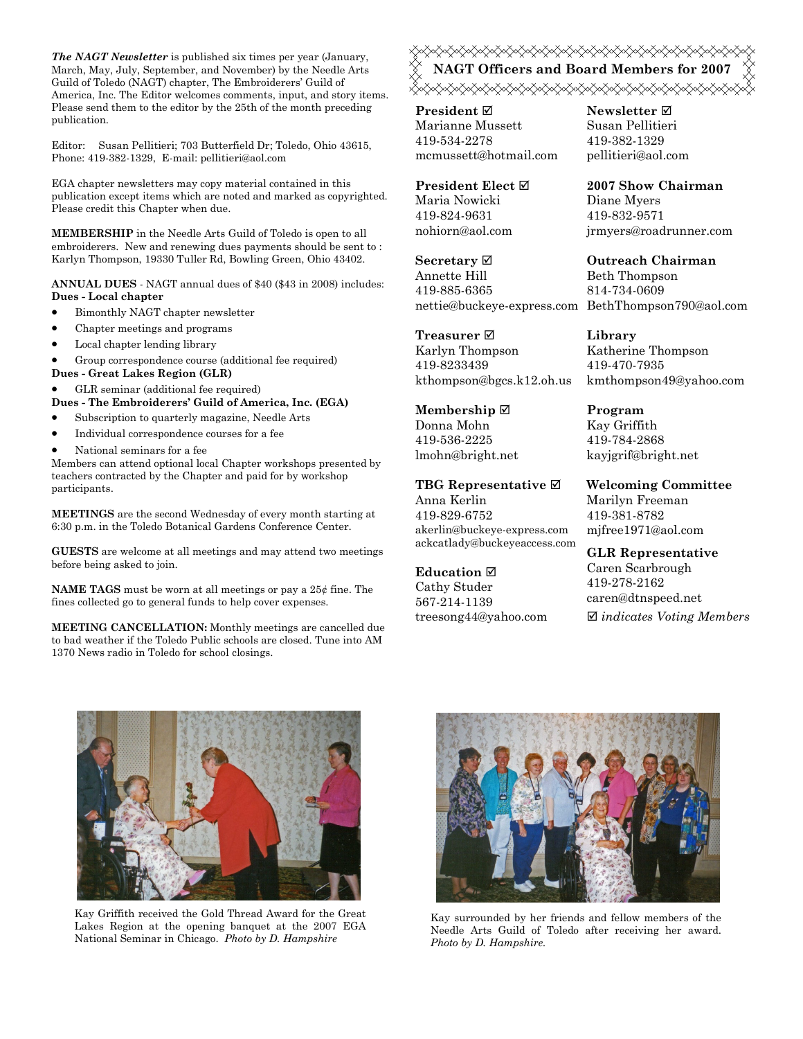***The NAGT Newsletter*** is published six times per year (January, March, May, July, September, and November) by the Needle Arts Guild of Toledo (NAGT) chapter, The Embroiderers' Guild of America, Inc. The Editor welcomes comments, input, and story items. Please send them to the editor by the 25th of the month preceding publication.

Editor: Susan Pellitieri; 703 Butterfield Dr; Toledo, Ohio 43615, Phone: 419-382-1329, E-mail: pellitieri@aol.com

EGA chapter newsletters may copy material contained in this publication except items which are noted and marked as copyrighted. Please credit this Chapter when due.

**MEMBERSHIP** in the Needle Arts Guild of Toledo is open to all embroiderers. New and renewing dues payments should be sent to : Karlyn Thompson, 19330 Tuller Rd, Bowling Green, Ohio 43402.

**ANNUAL DUES** - NAGT annual dues of $40 ($43 in 2008) includes:

**Dues - Local chapter**

- Bimonthly NAGT chapter newsletter
- Chapter meetings and programs
- Local chapter lending library
- Group correspondence course (additional fee required)

**Dues - Great Lakes Region (GLR)**

- GLR seminar (additional fee required)

**Dues - The Embroiderers' Guild of America, Inc. (EGA)**

- Subscription to quarterly magazine, Needle Arts
- Individual correspondence courses for a fee
- National seminars for a fee

Members can attend optional local Chapter workshops presented by teachers contracted by the Chapter and paid for by workshop participants.

**MEETINGS** are the second Wednesday of every month starting at 6:30 p.m. in the Toledo Botanical Gardens Conference Center.

**GUESTS** are welcome at all meetings and may attend two meetings before being asked to join.

**NAME TAGS** must be worn at all meetings or pay a 25¢ fine. The fines collected go to general funds to help cover expenses.

**MEETING CANCELLATION:** Monthly meetings are cancelled due to bad weather if the Toledo Public schools are closed. Tune into AM 1370 News radio in Toledo for school closings.

## NAGT Officers and Board Members for 2007

**President ☑**
Marianne Mussett
419-534-2278
mcmussett@hotmail.com

**President Elect ☑**
Maria Nowicki
419-824-9631
nohiorn@aol.com

**Secretary ☑**
Annette Hill
419-885-6365
nettie@buckeye-express.com

**Treasurer ☑**
Karlyn Thompson
419-8233439
kthompson@bgcs.k12.oh.us

**Membership ☑**
Donna Mohn
419-536-2225
lmohn@bright.net

**TBG Representative ☑**
Anna Kerlin
419-829-6752
akerlin@buckeye-express.com
ackcatlady@buckeyeaccess.com

**Education ☑**
Cathy Studer
567-214-1139
treesong44@yahoo.com

**Newsletter ☑**
Susan Pellitieri
419-382-1329
pellitieri@aol.com

**2007 Show Chairman**
Diane Myers
419-832-9571
jrmyers@roadrunner.com

**Outreach Chairman**
Beth Thompson
814-734-0609
BethThompson790@aol.com

**Library**
Katherine Thompson
419-470-7935
kmthompson49@yahoo.com

**Program**
Kay Griffith
419-784-2868
kayjgrif@bright.net

**Welcoming Committee**
Marilyn Freeman
419-381-8782
mjfree1971@aol.com

**GLR Representative**
Caren Scarbrough
419-278-2162
caren@dtnspeed.net

☑ *indicates Voting Members*

Kay Griffith received the Gold Thread Award for the Great Lakes Region at the opening banquet at the 2007 EGA National Seminar in Chicago. *Photo by D. Hampshire*

Kay surrounded by her friends and fellow members of the Needle Arts Guild of Toledo after receiving her award. *Photo by D. Hampshire.*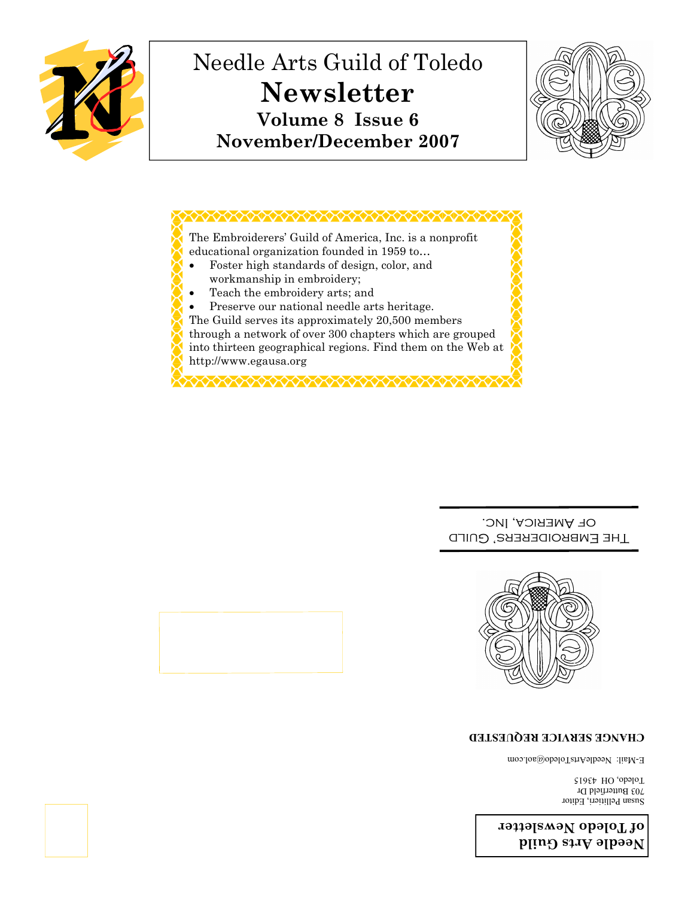# Needle Arts Guild of Toledo

# Newsletter

## Volume 8 Issue 6
## November/December 2007

The Embroiderers' Guild of America, Inc. is a nonprofit educational organization founded in 1959 to…

- Foster high standards of design, color, and workmanship in embroidery;
- Teach the embroidery arts; and
- Preserve our national needle arts heritage.

The Guild serves its approximately 20,500 members through a network of over 300 chapters which are grouped into thirteen geographical regions. Find them on the Web at http://www.egausa.org

THE EMBROIDERERS' GUILD OF AMERICA, INC.

**CHANGE SERVICE REQUESTED**

E-Mail: NeedleArtsToledo@aol.com

Toledo, OH 43615
703 Butterfield Dr
Susan Pellitieri, Editor

**Needle Arts Guild of Toledo Newsletter**